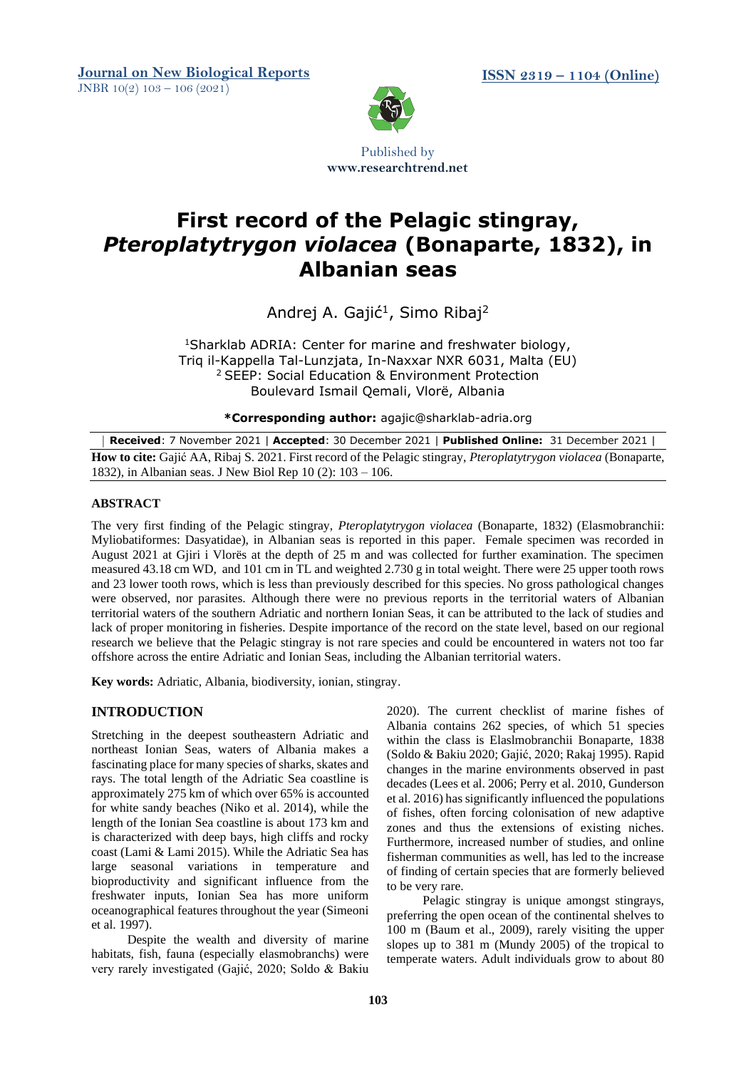**Journal on New Biological Reports**
JNBR 10(2) 103 – 106 (2021)

**ISSN 2319 – 1104 (Online)**

Published by
**www.researchtrend.net**

# First record of the Pelagic stingray, *Pteroplatytrygon violacea* (Bonaparte, 1832), in Albanian seas

Andrej A. Gajić[1], Simo Ribaj[2]

[1]Sharklab ADRIA: Center for marine and freshwater biology, Triq il-Kappella Tal-Lunzjata, In-Naxxar NXR 6031, Malta (EU)
[2] SEEP: Social Education & Environment Protection Boulevard Ismail Qemali, Vlorë, Albania

**\*Corresponding author:** agajic@sharklab-adria.org

| **Received**: 7 November 2021 | **Accepted**: 30 December 2021 | **Published Online:** 31 December 2021 |

**How to cite:** Gajić AA, Ribaj S. 2021. First record of the Pelagic stingray, *Pteroplatytrygon violacea* (Bonaparte, 1832), in Albanian seas. J New Biol Rep 10 (2): 103 – 106.

## ABSTRACT

The very first finding of the Pelagic stingray, *Pteroplatytrygon violacea* (Bonaparte, 1832) (Elasmobranchii: Myliobatiformes: Dasyatidae), in Albanian seas is reported in this paper. Female specimen was recorded in August 2021 at Gjiri i Vlorës at the depth of 25 m and was collected for further examination. The specimen measured 43.18 cm WD, and 101 cm in TL and weighted 2.730 g in total weight. There were 25 upper tooth rows and 23 lower tooth rows, which is less than previously described for this species. No gross pathological changes were observed, nor parasites. Although there were no previous reports in the territorial waters of Albanian territorial waters of the southern Adriatic and northern Ionian Seas, it can be attributed to the lack of studies and lack of proper monitoring in fisheries. Despite importance of the record on the state level, based on our regional research we believe that the Pelagic stingray is not rare species and could be encountered in waters not too far offshore across the entire Adriatic and Ionian Seas, including the Albanian territorial waters.

**Key words:** Adriatic, Albania, biodiversity, ionian, stingray.

## INTRODUCTION

Stretching in the deepest southeastern Adriatic and northeast Ionian Seas, waters of Albania makes a fascinating place for many species of sharks, skates and rays. The total length of the Adriatic Sea coastline is approximately 275 km of which over 65% is accounted for white sandy beaches (Niko et al. 2014), while the length of the Ionian Sea coastline is about 173 km and is characterized with deep bays, high cliffs and rocky coast (Lami & Lami 2015). While the Adriatic Sea has large seasonal variations in temperature and bioproductivity and significant influence from the freshwater inputs, Ionian Sea has more uniform oceanographical features throughout the year (Simeoni et al. 1997).

Despite the wealth and diversity of marine habitats, fish, fauna (especially elasmobranchs) were very rarely investigated (Gajić, 2020; Soldo & Bakiu 2020). The current checklist of marine fishes of Albania contains 262 species, of which 51 species within the class is Elaslmobranchii Bonaparte, 1838 (Soldo & Bakiu 2020; Gajić, 2020; Rakaj 1995). Rapid changes in the marine environments observed in past decades (Lees et al. 2006; Perry et al. 2010, Gunderson et al. 2016) has significantly influenced the populations of fishes, often forcing colonisation of new adaptive zones and thus the extensions of existing niches. Furthermore, increased number of studies, and online fisherman communities as well, has led to the increase of finding of certain species that are formerly believed to be very rare.

Pelagic stingray is unique amongst stingrays, preferring the open ocean of the continental shelves to 100 m (Baum et al., 2009), rarely visiting the upper slopes up to 381 m (Mundy 2005) of the tropical to temperate waters. Adult individuals grow to about 80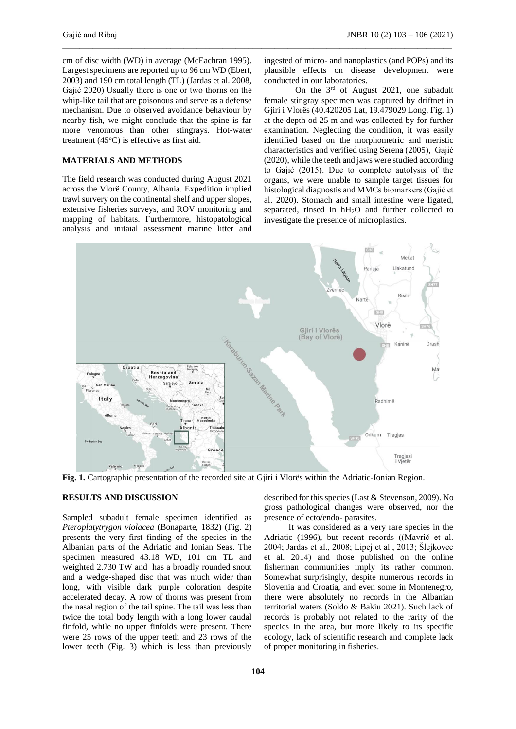cm of disc width (WD) in average (McEachran 1995). Largest specimens are reported up to 96 cm WD (Ebert, 2003) and 190 cm total length (TL) (Jardas et al. 2008, Gajić 2020) Usually there is one or two thorns on the whip-like tail that are poisonous and serve as a defense mechanism. Due to observed avoidance behaviour by nearby fish, we might conclude that the spine is far more venomous than other stingrays. Hot-water treatment (45°C) is effective as first aid.

## MATERIALS AND METHODS

The field research was conducted during August 2021 across the Vlorë County, Albania. Expedition implied trawl survery on the continental shelf and upper slopes, extensive fisheries surveys, and ROV monitoring and mapping of habitats. Furthermore, histopatological analysis and initaial assessment marine litter and ingested of micro- and nanoplastics (and POPs) and its plausible effects on disease development were conducted in our laboratories.

On the 3rd of August 2021, one subadult female stingray specimen was captured by driftnet in Gjiri i Vlorës (40.420205 Lat, 19.479029 Long, Fig. 1) at the depth od 25 m and was collected by for further examination. Neglecting the condition, it was easily identified based on the morphometric and meristic characteristics and verified using Serena (2005), Gajić (2020), while the teeth and jaws were studied according to Gajić (2015). Due to complete autolysis of the organs, we were unable to sample target tissues for histological diagnostis and MMCs biomarkers (Gajić et al. 2020). Stomach and small intestine were ligated, separated, rinsed in $hH_2O$ and further collected to investigate the presence of microplastics.

Gjiri i Vlorës (Bay of Vlorë)
Karaburun-Sazan Marine Park
Narta Lagoon
Panaja
Mekat
Llakatund
Zvërnec
Nartë
Risili
Vlorë
Kaninë
Drash
Radhimë
Orikum
Tragjas
Tragjasi i Vjetër
Croatia
Bosnia and Herzegovina
Serbia
Montenegro
Kosovo
Italy
Albania
North Macedonia
Greece

**Fig. 1.** Cartographic presentation of the recorded site at Gjiri i Vlorës within the Adriatic-Ionian Region.

## RESULTS AND DISCUSSION

Sampled subadult female specimen identified as *Pteroplatytrygon violacea* (Bonaparte, 1832) (Fig. 2) presents the very first finding of the species in the Albanian parts of the Adriatic and Ionian Seas. The specimen measured 43.18 WD, 101 cm TL and weighted 2.730 TW and has a broadly rounded snout and a wedge-shaped disc that was much wider than long, with visible dark purple coloration despite accelerated decay. A row of thorns was present from the nasal region of the tail spine. The tail was less than twice the total body length with a long lower caudal finfold, while no upper finfolds were present. There were 25 rows of the upper teeth and 23 rows of the lower teeth (Fig. 3) which is less than previously described for this species (Last & Stevenson, 2009). No gross pathological changes were observed, nor the presence of ecto/endo- parasites.

It was considered as a very rare species in the Adriatic (1996), but recent records ((Mavrič et al. 2004; Jardas et al., 2008; Lipej et al., 2013; Šlejkovec et al. 2014) and those published on the online fisherman communities imply its rather common. Somewhat surprisingly, despite numerous records in Slovenia and Croatia, and even some in Montenegro, there were absolutely no records in the Albanian territorial waters (Soldo & Bakiu 2021). Such lack of records is probably not related to the rarity of the species in the area, but more likely to its specific ecology, lack of scientific research and complete lack of proper monitoring in fisheries.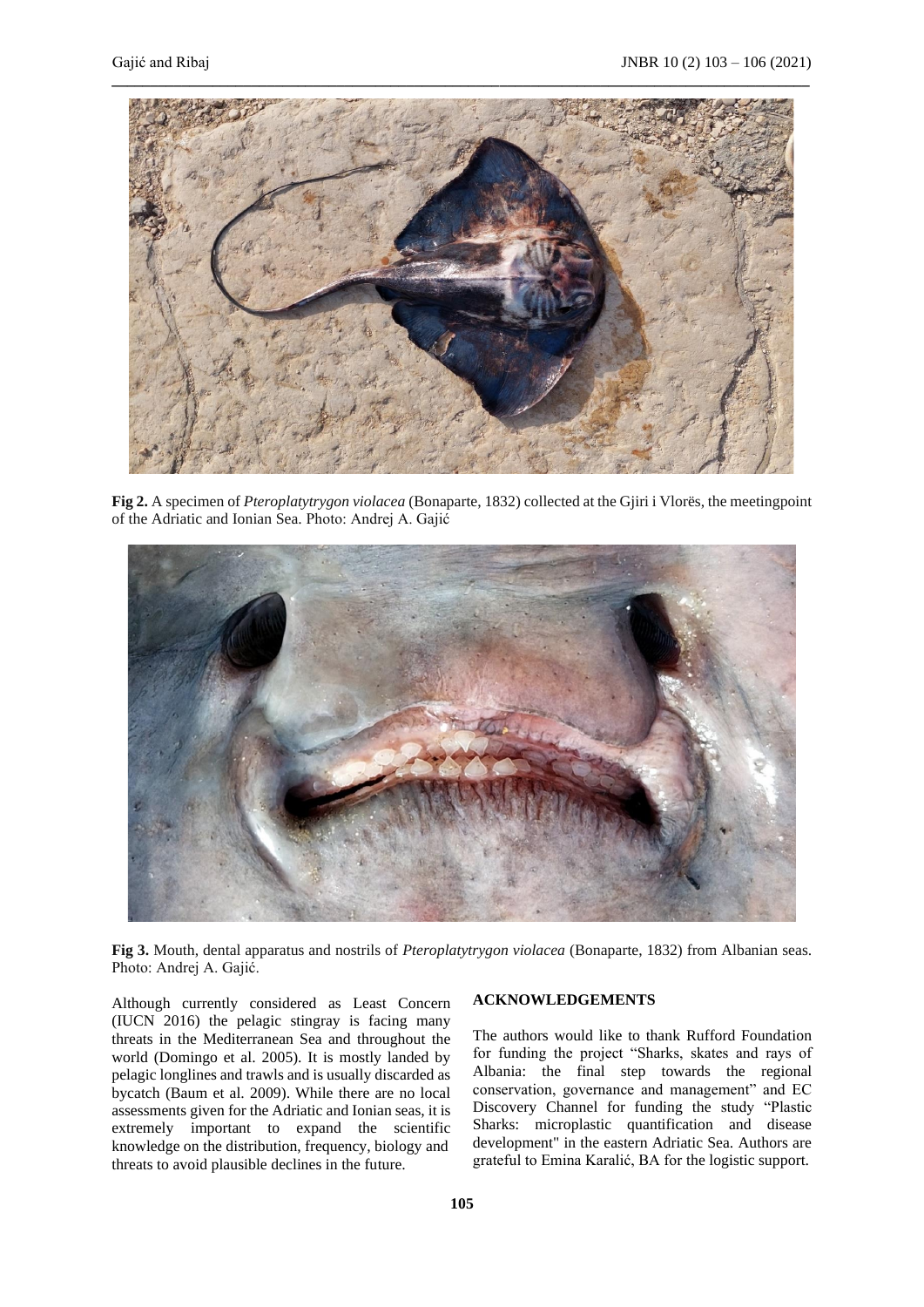**Fig 2.** A specimen of *Pteroplatytrygon violacea* (Bonaparte, 1832) collected at the Gjiri i Vlorës, the meetingpoint of the Adriatic and Ionian Sea. Photo: Andrej A. Gajić

**Fig 3.** Mouth, dental apparatus and nostrils of *Pteroplatytrygon violacea* (Bonaparte, 1832) from Albanian seas. Photo: Andrej A. Gajić.

Although currently considered as Least Concern (IUCN 2016) the pelagic stingray is facing many threats in the Mediterranean Sea and throughout the world (Domingo et al. 2005). It is mostly landed by pelagic longlines and trawls and is usually discarded as bycatch (Baum et al. 2009). While there are no local assessments given for the Adriatic and Ionian seas, it is extremely important to expand the scientific knowledge on the distribution, frequency, biology and threats to avoid plausible declines in the future.

## ACKNOWLEDGEMENTS

The authors would like to thank Rufford Foundation for funding the project "Sharks, skates and rays of Albania: the final step towards the regional conservation, governance and management" and EC Discovery Channel for funding the study "Plastic Sharks: microplastic quantification and disease development" in the eastern Adriatic Sea. Authors are grateful to Emina Karalić, BA for the logistic support.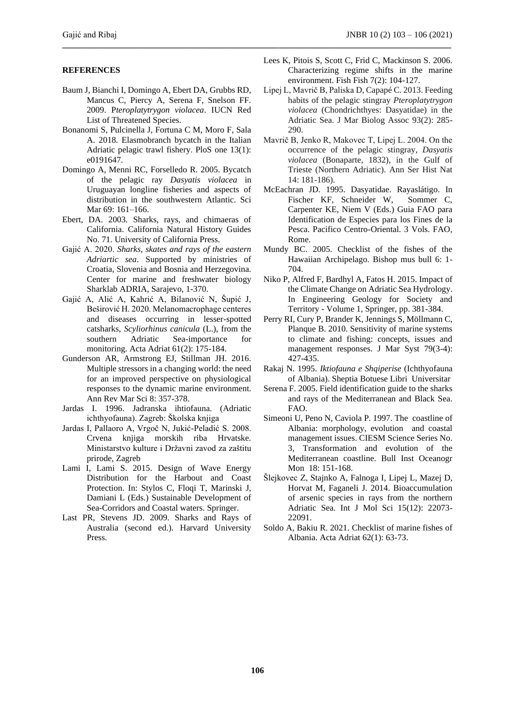## REFERENCES

Baum J, Bianchi I, Domingo A, Ebert DA, Grubbs RD, Mancus C, Piercy A, Serena F, Snelson FF. 2009. P*teroplatytrygon violacea*. IUCN Red List of Threatened Species.

Bonanomi S, Pulcinella J, Fortuna C M, Moro F, Sala A. 2018. Elasmobranch bycatch in the Italian Adriatic pelagic trawl fishery. PloS one 13(1): e0191647.

Domingo A, Menni RC, Forselledo R. 2005. Bycatch of the pelagic ray *Dasyatis violacea* in Uruguayan longline fisheries and aspects of distribution in the southwestern Atlantic. Sci Mar 69: 161–166.

Ebert, DA. 2003. Sharks, rays, and chimaeras of California. California Natural History Guides No. 71. University of California Press.

Gajić A. 2020. *Sharks, skates and rays of the eastern Adriartic sea*. Supported by ministries of Croatia, Slovenia and Bosnia and Herzegovina. Center for marine and freshwater biology Sharklab ADRIA, Sarajevo, 1-370.

Gajić A, Alić A, Kahrić A, Bilanović N, Šupić J, Beširović H. 2020. Melanomacrophage centeres and diseases occurring in lesser-spotted catsharks, *Scyliorhinus canicula* (L.), from the southern Adriatic Sea-importance for monitoring. Acta Adriat 61(2): 175-184.

Gunderson AR, Armstrong EJ, Stillman JH. 2016. Multiple stressors in a changing world: the need for an improved perspective on physiological responses to the dynamic marine environment. Ann Rev Mar Sci 8: 357-378.

Jardas I. 1996. Jadranska ihtiofauna. (Adriatic ichthyofauna). Zagreb: Školska knjiga

Jardas I, Pallaoro A, Vrgoč N, Jukić-Peladić S. 2008. Crvena knjiga morskih riba Hrvatske. Ministarstvo kulture i Državni zavod za zaštitu prirode, Zagreb

Lami I, Lami S. 2015. Design of Wave Energy Distribution for the Harbout and Coast Protection. In: Stylos C, Floqi T, Marinski J, Damiani L (Eds.) Sustainable Development of Sea-Corridors and Coastal waters. Springer.

Last PR, Stevens JD. 2009. Sharks and Rays of Australia (second ed.). Harvard University Press.

Lees K, Pitois S, Scott C, Frid C, Mackinson S. 2006. Characterizing regime shifts in the marine environment. Fish Fish 7(2): 104-127.

Lipej L, Mavrič B, Paliska D, Capapé C. 2013. Feeding habits of the pelagic stingray *Pteroplatytrygon violacea* (Chondrichthyes: Dasyatidae) in the Adriatic Sea. J Mar Biolog Assoc 93(2): 285-290.

Mavrič B, Jenko R, Makovec T, Lipej L. 2004. On the occurrence of the pelagic stingray, *Dasyatis violacea* (Bonaparte, 1832), in the Gulf of Trieste (Northern Adriatic). Ann Ser Hist Nat 14: 181-186).

McEachran JD. 1995. Dasyatidae. Rayaslátigo. In Fischer KF, Schneider W, Sommer C, Carpenter KE, Niem V (Eds.) Guia FAO para Identification de Especies para los Fines de la Pesca. Pacifico Centro-Oriental. 3 Vols. FAO, Rome.

Mundy BC. 2005. Checklist of the fishes of the Hawaiian Archipelago. Bishop mus bull 6: 1-704.

Niko P, Alfred F, Bardhyl A, Fatos H. 2015. Impact of the Climate Change on Adriatic Sea Hydrology. In Engineering Geology for Society and Territory - Volume 1, Springer, pp. 381-384.

Perry RI, Cury P, Brander K, Jennings S, Möllmann C, Planque B. 2010. Sensitivity of marine systems to climate and fishing: concepts, issues and management responses. J Mar Syst 79(3-4): 427-435.

Rakaj N. 1995. *Iktiofauna e Shqiperise* (Ichthyofauna of Albania). Sheptia Botuese Libri Universitar

Serena F. 2005. Field identification guide to the sharks and rays of the Mediterranean and Black Sea. FAO.

Simeoni U, Peno N, Caviola P. 1997. The coastline of Albania: morphology, evolution and coastal management issues. CIESM Science Series No. 3, Transformation and evolution of the Mediterranean coastline. Bull Inst Oceanogr Mon 18: 151-168.

Šlejkovec Z, Stajnko A, Falnoga I, Lipej L, Mazej D, Horvat M, Faganeli J. 2014. Bioaccumulation of arsenic species in rays from the northern Adriatic Sea. Int J Mol Sci 15(12): 22073-22091.

Soldo A, Bakiu R. 2021. Checklist of marine fishes of Albania. Acta Adriat 62(1): 63-73.